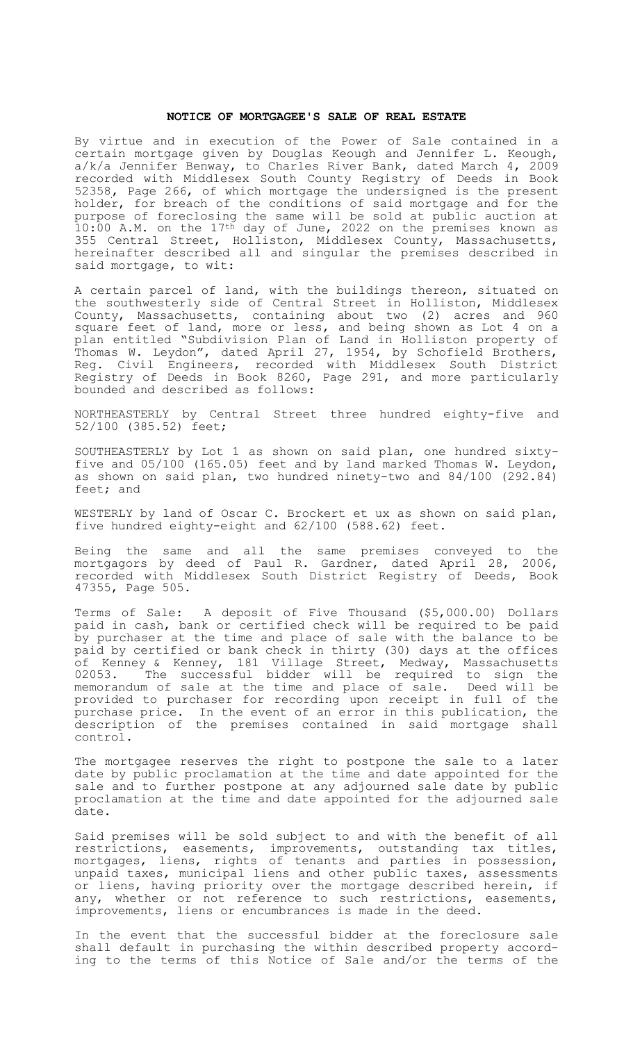**NOTICE OF MORTGAGEE'S SALE OF REAL ESTATE**

By virtue and in execution of the Power of Sale contained in a certain mortgage given by Douglas Keough and Jennifer L. Keough, a/k/a Jennifer Benway, to Charles River Bank, dated March 4, 2009 recorded with Middlesex South County Registry of Deeds in Book 52358, Page 266, of which mortgage the undersigned is the present holder, for breach of the conditions of said mortgage and for the purpose of foreclosing the same will be sold at public auction at 10:00 A.M. on the 17th day of June, 2022 on the premises known as 355 Central Street, Holliston, Middlesex County, Massachusetts, hereinafter described all and singular the premises described in said mortgage, to wit:

A certain parcel of land, with the buildings thereon, situated on the southwesterly side of Central Street in Holliston, Middlesex County, Massachusetts, containing about two (2) acres and 960 square feet of land, more or less, and being shown as Lot 4 on a plan entitled "Subdivision Plan of Land in Holliston property of Thomas W. Leydon", dated April 27, 1954, by Schofield Brothers, Reg. Civil Engineers, recorded with Middlesex South District Registry of Deeds in Book 8260, Page 291, and more particularly bounded and described as follows:

NORTHEASTERLY by Central Street three hundred eighty-five and 52/100 (385.52) feet;

SOUTHEASTERLY by Lot 1 as shown on said plan, one hundred sixty-five and 05/100 (165.05) feet and by land marked Thomas W. Leydon, as shown on said plan, two hundred ninety-two and 84/100 (292.84) feet; and

WESTERLY by land of Oscar C. Brockert et ux as shown on said plan, five hundred eighty-eight and 62/100 (588.62) feet.

Being the same and all the same premises conveyed to the mortgagors by deed of Paul R. Gardner, dated April 28, 2006, recorded with Middlesex South District Registry of Deeds, Book 47355, Page 505.

Terms of Sale: A deposit of Five Thousand ($5,000.00) Dollars paid in cash, bank or certified check will be required to be paid by purchaser at the time and place of sale with the balance to be paid by certified or bank check in thirty (30) days at the offices of Kenney & Kenney, 181 Village Street, Medway, Massachusetts 02053. The successful bidder will be required to sign the memorandum of sale at the time and place of sale. Deed will be provided to purchaser for recording upon receipt in full of the purchase price. In the event of an error in this publication, the description of the premises contained in said mortgage shall control.

The mortgagee reserves the right to postpone the sale to a later date by public proclamation at the time and date appointed for the sale and to further postpone at any adjourned sale date by public proclamation at the time and date appointed for the adjourned sale date.

Said premises will be sold subject to and with the benefit of all restrictions, easements, improvements, outstanding tax titles, mortgages, liens, rights of tenants and parties in possession, unpaid taxes, municipal liens and other public taxes, assessments or liens, having priority over the mortgage described herein, if any, whether or not reference to such restrictions, easements, improvements, liens or encumbrances is made in the deed.

In the event that the successful bidder at the foreclosure sale shall default in purchasing the within described property according to the terms of this Notice of Sale and/or the terms of the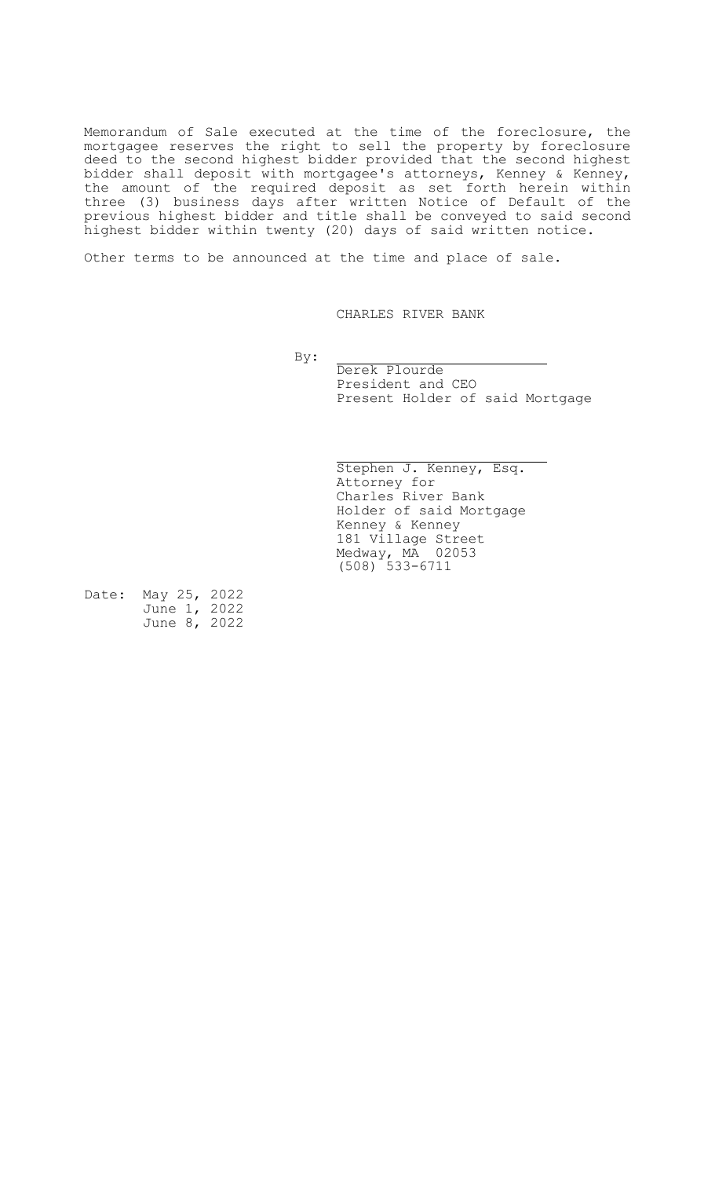Memorandum of Sale executed at the time of the foreclosure, the mortgagee reserves the right to sell the property by foreclosure deed to the second highest bidder provided that the second highest bidder shall deposit with mortgagee's attorneys, Kenney & Kenney, the amount of the required deposit as set forth herein within three (3) business days after written Notice of Default of the previous highest bidder and title shall be conveyed to said second highest bidder within twenty (20) days of said written notice.

Other terms to be announced at the time and place of sale.

CHARLES RIVER BANK

By: ______________________

Derek Plourde
President and CEO
Present Holder of said Mortgage

______________________

Stephen J. Kenney, Esq.
Attorney for
Charles River Bank
Holder of said Mortgage
Kenney & Kenney
181 Village Street
Medway, MA 02053
(508) 533-6711

Date: May 25, 2022
June 1, 2022
June 8, 2022